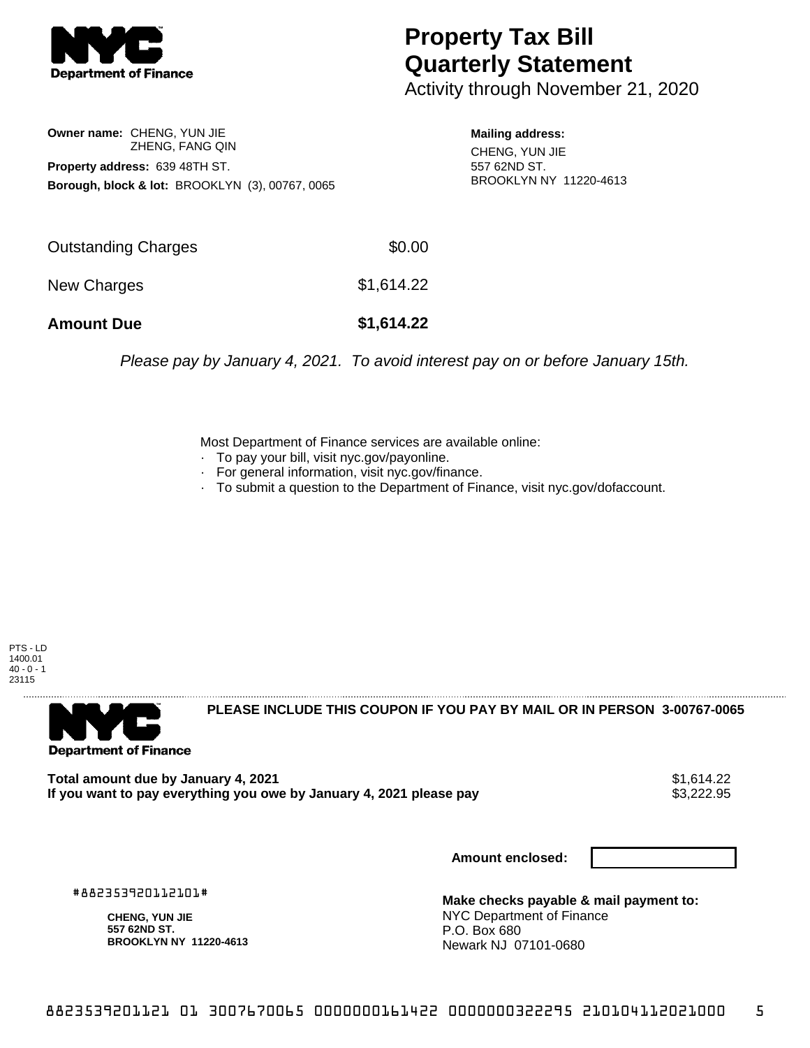# Property Tax Bill Quarterly Statement

Activity through November 21, 2020

**Owner name:** CHENG, YUN JIE
ZHENG, FANG QIN

**Property address:** 639 48TH ST.

**Borough, block & lot:** BROOKLYN (3), 00767, 0065

**Mailing address:**
CHENG, YUN JIE
557 62ND ST.
BROOKLYN NY 11220-4613

| | |
|---|---|
| Outstanding Charges | $0.00 |
| New Charges | $1,614.22 |
| **Amount Due** | **$1,614.22** |

*Please pay by January 4, 2021. To avoid interest pay on or before January 15th.*

Most Department of Finance services are available online:

- To pay your bill, visit nyc.gov/payonline.
- For general information, visit nyc.gov/finance.
- To submit a question to the Department of Finance, visit nyc.gov/dofaccount.

PTS - LD
1400.01
40 - 0 - 1
23115

**PLEASE INCLUDE THIS COUPON IF YOU PAY BY MAIL OR IN PERSON 3-00767-0065**

**Total amount due by January 4, 2021** $1,614.22
**If you want to pay everything you owe by January 4, 2021 please pay** $3,222.95

**Amount enclosed:**

#882353920112101#

**CHENG, YUN JIE**
**557 62ND ST.**
**BROOKLYN NY 11220-4613**

**Make checks payable & mail payment to:**
NYC Department of Finance
P.O. Box 680
Newark NJ 07101-0680

8823539201121 01 3007670065 0000000161422 0000000322295 210104112021000 5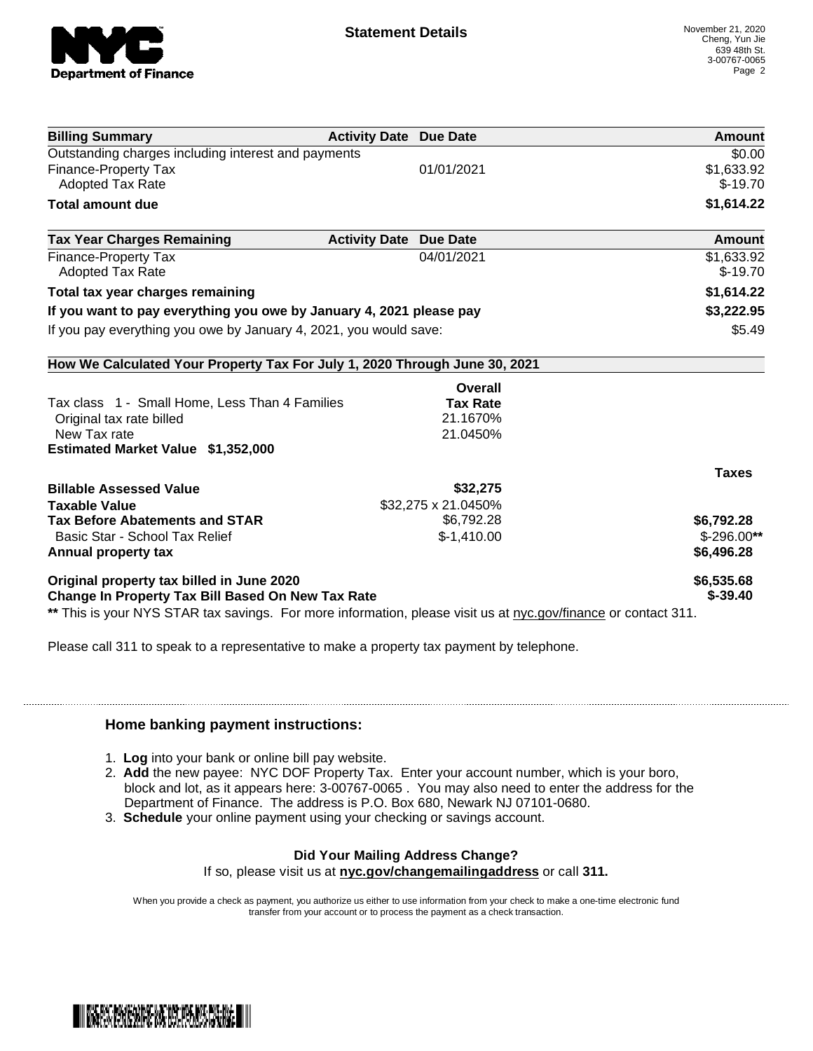**Statement Details**

November 21, 2020
Cheng, Yun Jie
639 48th St.
3-00767-0065

| Billing Summary | Activity Date | Due Date | Amount |
|---|---|---|---|
| Outstanding charges including interest and payments | | | $0.00 |
| Finance-Property Tax | | 01/01/2021 | $1,633.92 |
| Adopted Tax Rate | | | $-19.70 |
| **Total amount due** | | | **$1,614.22** |

| Tax Year Charges Remaining | Activity Date | Due Date | Amount |
|---|---|---|---|
| Finance-Property Tax | | 04/01/2021 | $1,633.92 |
| Adopted Tax Rate | | | $-19.70 |
| **Total tax year charges remaining** | | | **$1,614.22** |
| **If you want to pay everything you owe by January 4, 2021 please pay** | | | **$3,222.95** |
| If you pay everything you owe by January 4, 2021, you would save: | | | $5.49 |

**How We Calculated Your Property Tax For July 1, 2020 Through June 30, 2021**

| | Overall Tax Rate | Taxes |
|---|---|---|
| Tax class 1 - Small Home, Less Than 4 Families | | |
| Original tax rate billed | 21.1670% | |
| New Tax rate | 21.0450% | |
| **Estimated Market Value $1,352,000** | | |
| **Billable Assessed Value** | **$32,275** | |
| **Taxable Value** | $32,275 x 21.0450% | |
| **Tax Before Abatements and STAR** | $6,792.28 | **$6,792.28** |
| Basic Star - School Tax Relief | $-1,410.00 | $-296.00** |
| **Annual property tax** | | **$6,496.28** |
| **Original property tax billed in June 2020** | | **$6,535.68** |
| **Change In Property Tax Bill Based On New Tax Rate** | | **$-39.40** |

** This is your NYS STAR tax savings. For more information, please visit us at nyc.gov/finance or contact 311.

Please call 311 to speak to a representative to make a property tax payment by telephone.

---

### Home banking payment instructions:

1. **Log** into your bank or online bill pay website.
2. **Add** the new payee: NYC DOF Property Tax. Enter your account number, which is your boro, block and lot, as it appears here: 3-00767-0065 . You may also need to enter the address for the Department of Finance. The address is P.O. Box 680, Newark NJ 07101-0680.
3. **Schedule** your online payment using your checking or savings account.

**Did Your Mailing Address Change?**

If so, please visit us at **nyc.gov/changemailingaddress** or call **311.**

When you provide a check as payment, you authorize us either to use information from your check to make a one-time electronic fund transfer from your account or to process the payment as a check transaction.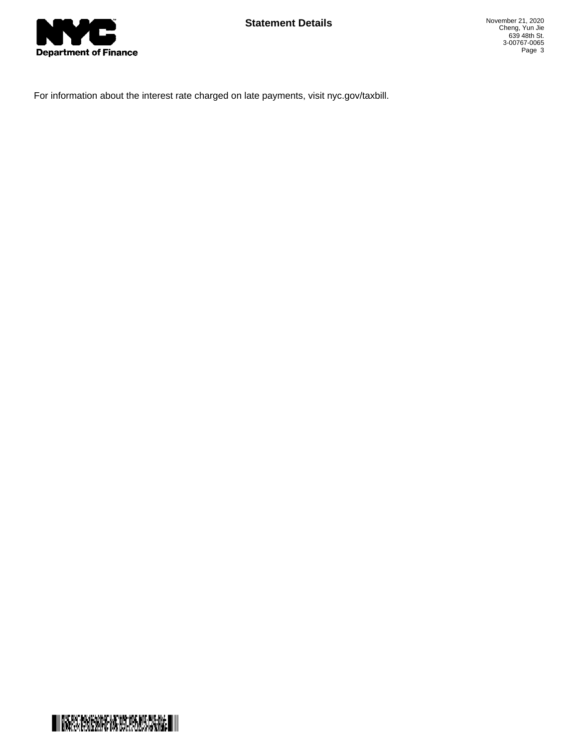For information about the interest rate charged on late payments, visit nyc.gov/taxbill.